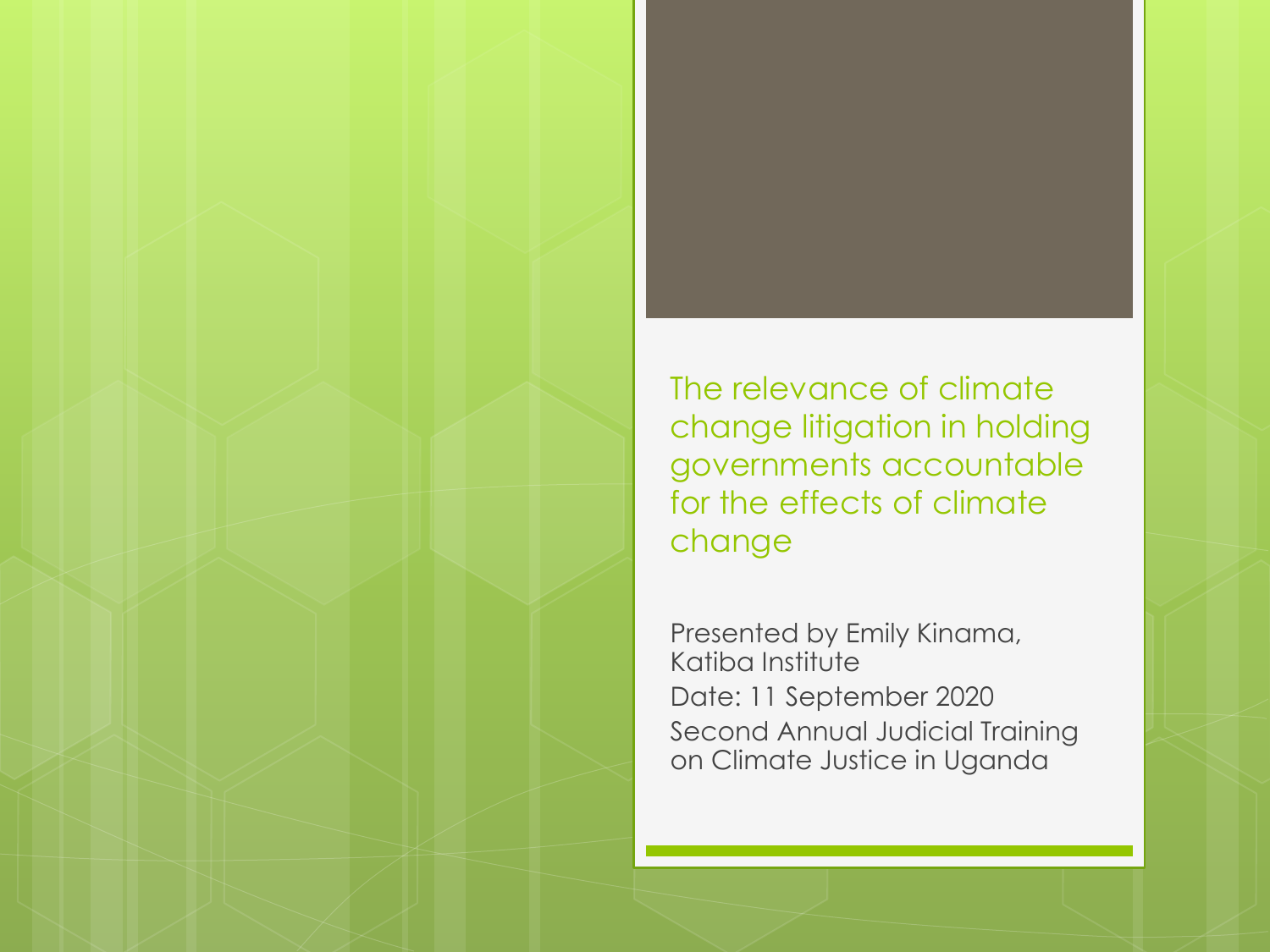# The relevance of climate change litigation in holding governments accountable for the effects of climate change

Presented by Emily Kinama, Katiba Institute

Date: 11 September 2020

Second Annual Judicial Training on Climate Justice in Uganda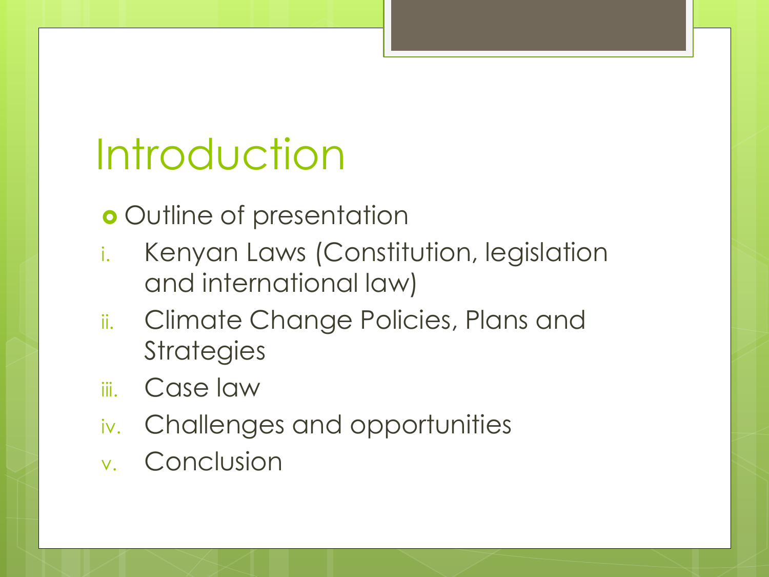# Introduction

- Outline of presentation

i. Kenyan Laws (Constitution, legislation and international law)
ii. Climate Change Policies, Plans and Strategies
iii. Case law
iv. Challenges and opportunities
v. Conclusion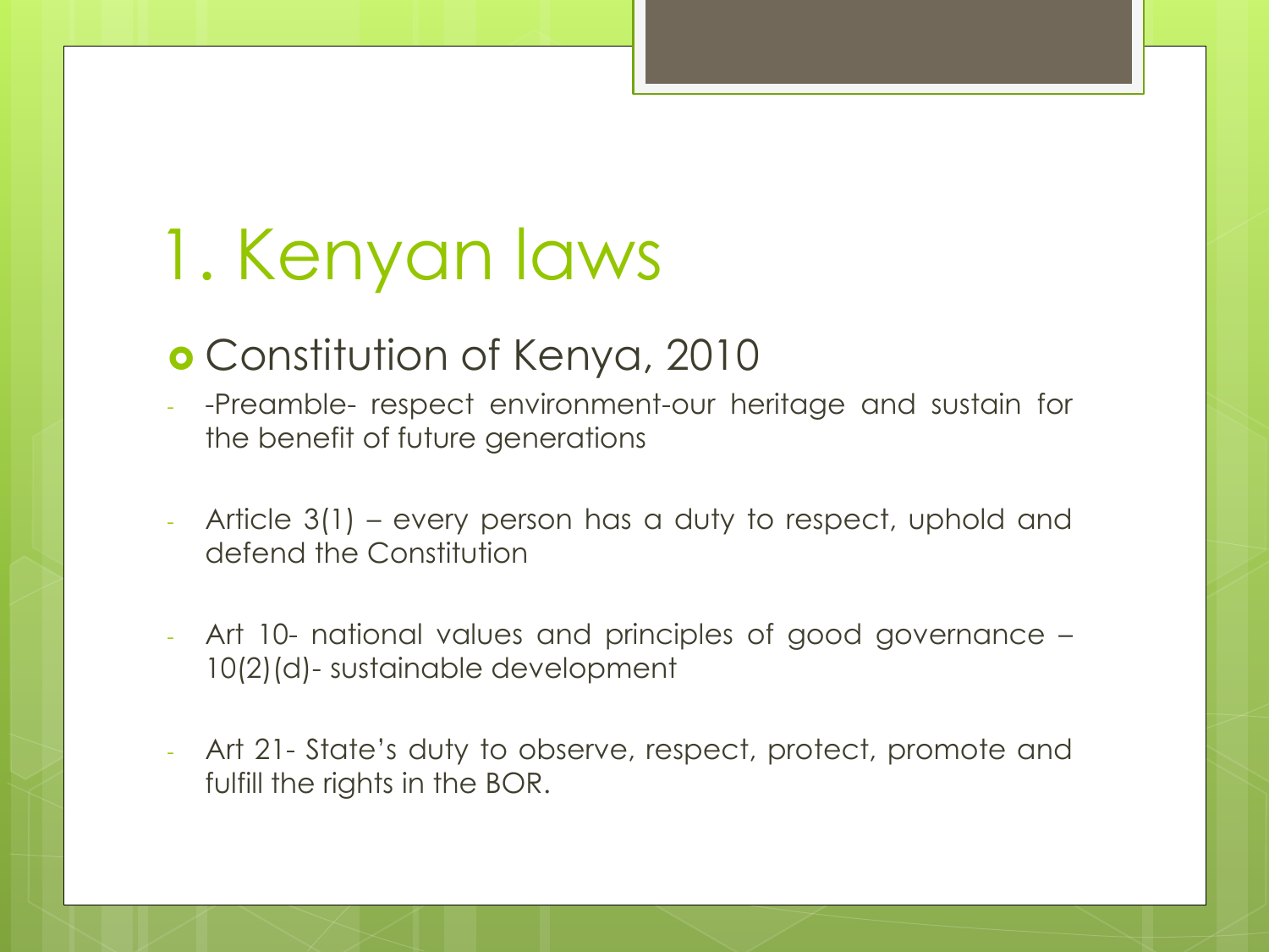# 1. Kenyan laws

- Constitution of Kenya, 2010
  - -Preamble- respect environment-our heritage and sustain for the benefit of future generations
  - Article 3(1) – every person has a duty to respect, uphold and defend the Constitution
  - Art 10- national values and principles of good governance – 10(2)(d)- sustainable development
  - Art 21- State's duty to observe, respect, protect, promote and fulfill the rights in the BOR.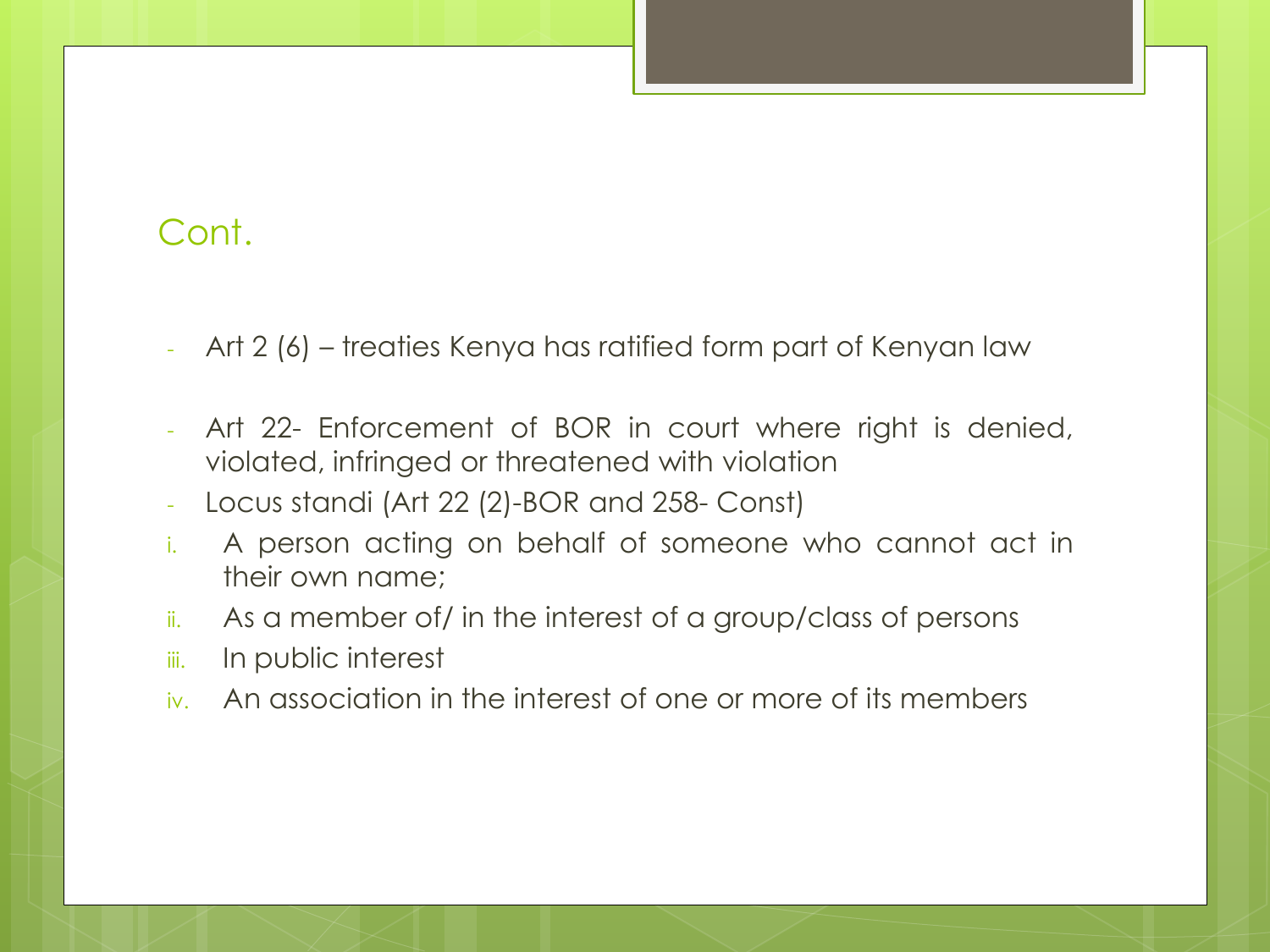## Cont.

- Art 2 (6) – treaties Kenya has ratified form part of Kenyan law
- Art 22- Enforcement of BOR in court where right is denied, violated, infringed or threatened with violation
- Locus standi (Art 22 (2)-BOR and 258- Const)

i. A person acting on behalf of someone who cannot act in their own name;

ii. As a member of/ in the interest of a group/class of persons

iii. In public interest

iv. An association in the interest of one or more of its members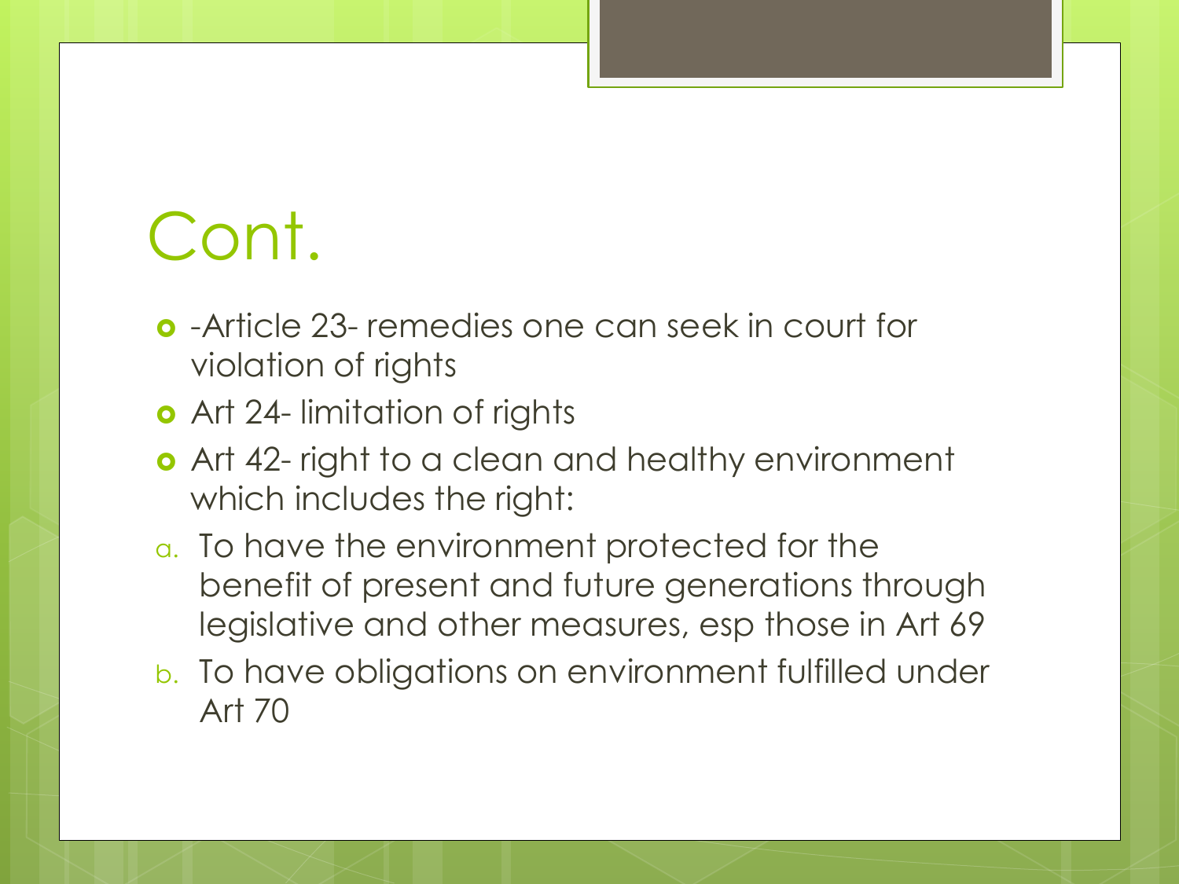# Cont.

- -Article 23- remedies one can seek in court for violation of rights
- Art 24- limitation of rights
- Art 42- right to a clean and healthy environment which includes the right:

a. To have the environment protected for the benefit of present and future generations through legislative and other measures, esp those in Art 69
b. To have obligations on environment fulfilled under Art 70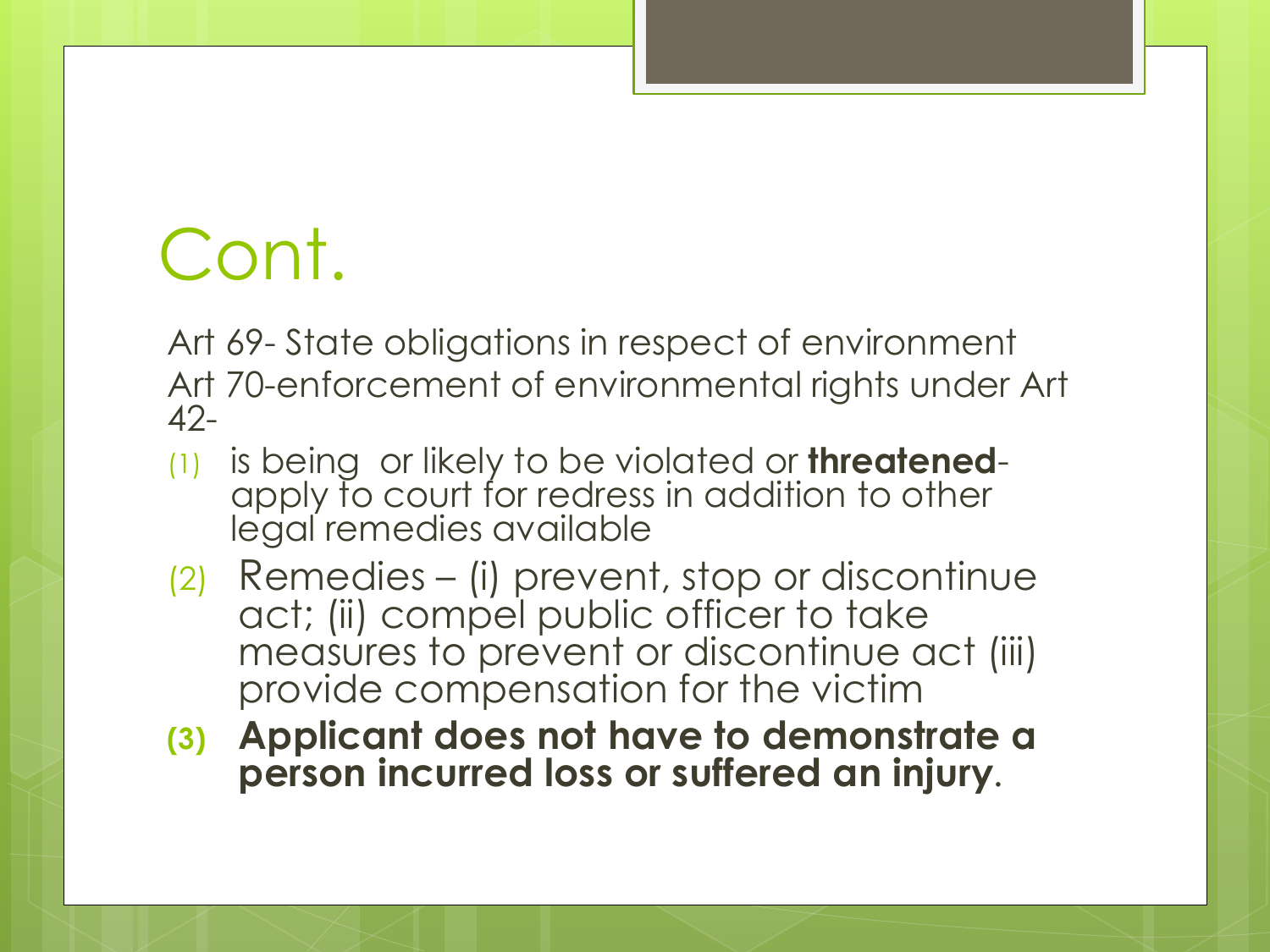# Cont.

Art 69- State obligations in respect of environment

Art 70-enforcement of environmental rights under Art 42-

(1) is being or likely to be violated or **threatened**- apply to court for redress in addition to other legal remedies available

(2) Remedies – (i) prevent, stop or discontinue act; (ii) compel public officer to take measures to prevent or discontinue act (iii) provide compensation for the victim

**(3) Applicant does not have to demonstrate a person incurred loss or suffered an injury**.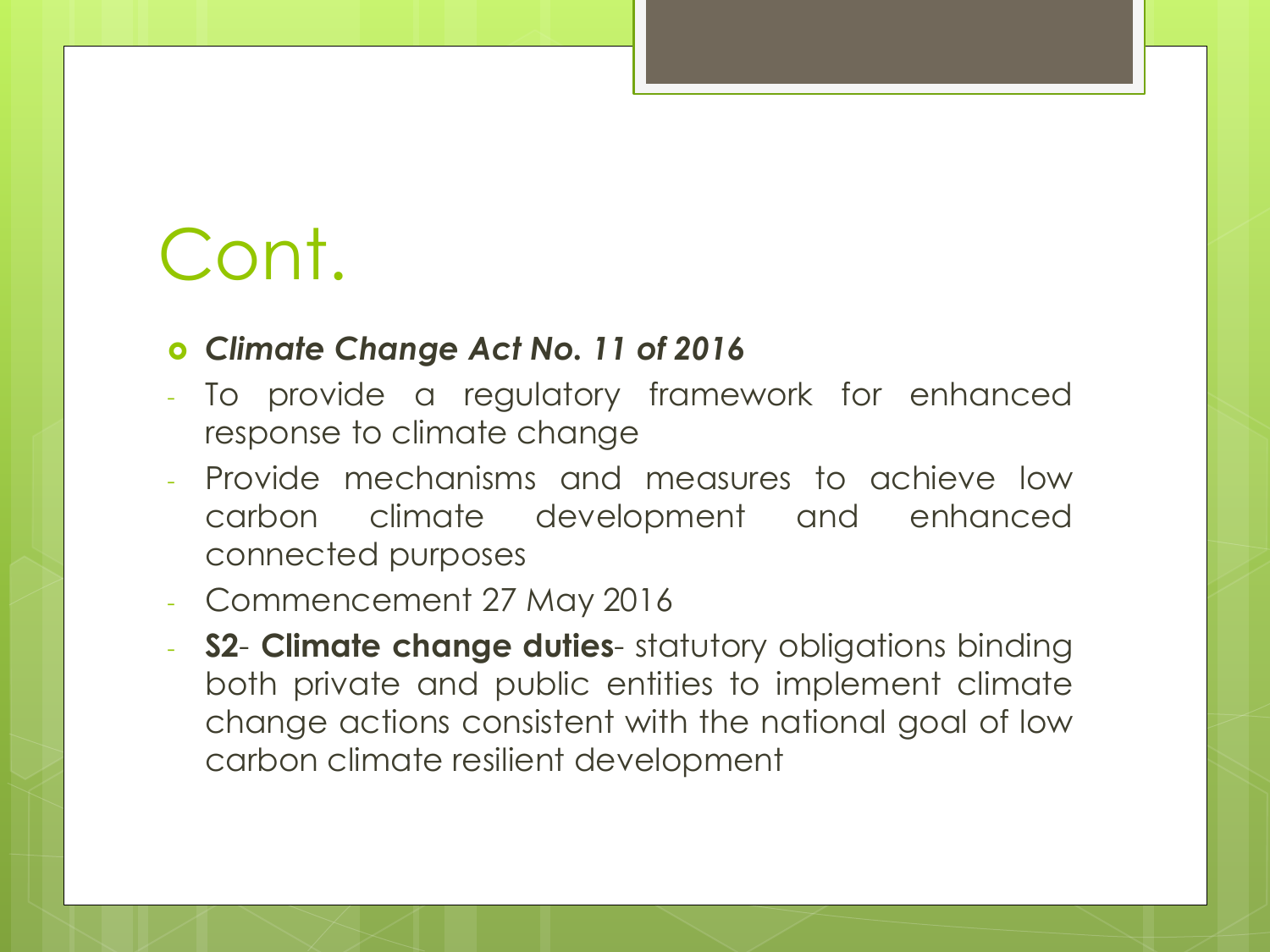# Cont.

- ***Climate Change Act No. 11 of 2016***
  - To provide a regulatory framework for enhanced response to climate change
  - Provide mechanisms and measures to achieve low carbon climate development and enhanced connected purposes
  - Commencement 27 May 2016
  - ***S2*- Climate change duties**- statutory obligations binding both private and public entities to implement climate change actions consistent with the national goal of low carbon climate resilient development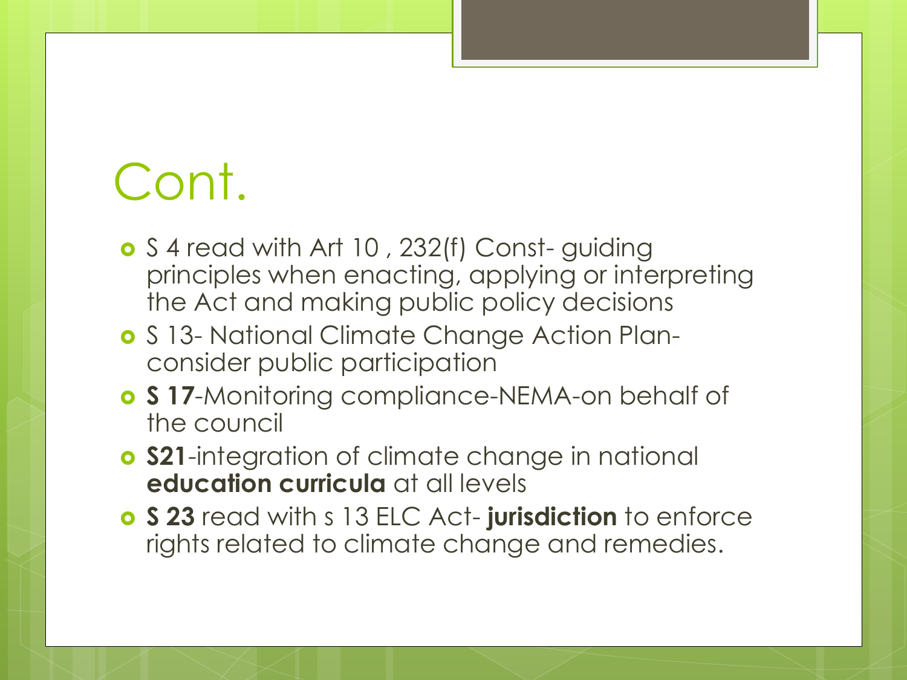# Cont.

- S 4 read with Art 10 , 232(f) Const- guiding principles when enacting, applying or interpreting the Act and making public policy decisions
- S 13- National Climate Change Action Plan- consider public participation
- **S 17**-Monitoring compliance-NEMA-on behalf of the council
- **S21**-integration of climate change in national **education curricula** at all levels
- **S 23** read with s 13 ELC Act- **jurisdiction** to enforce rights related to climate change and remedies.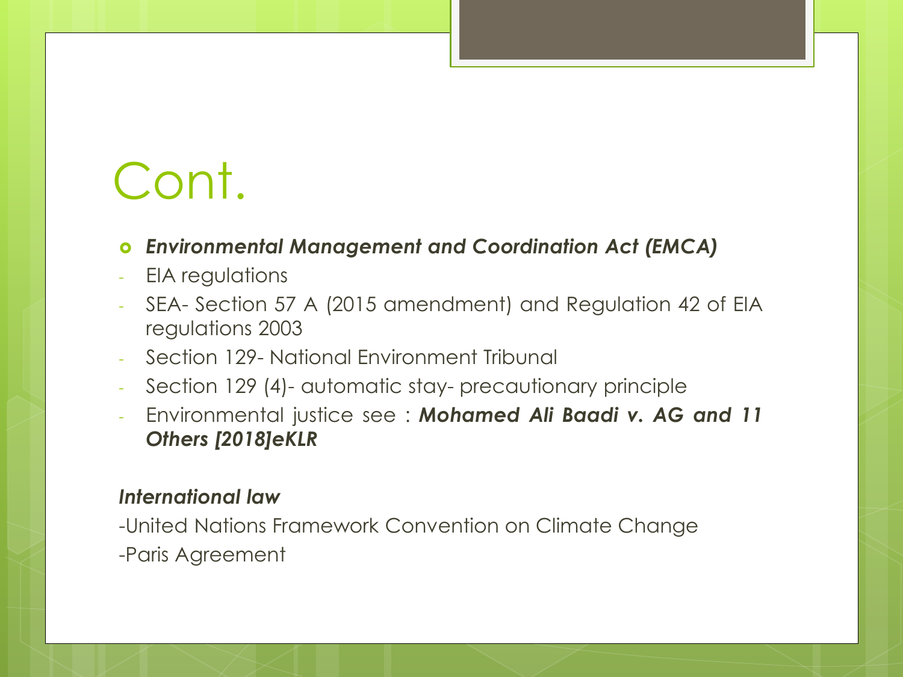# Cont.

- ***Environmental Management and Coordination Act (EMCA)***
  - EIA regulations
  - SEA- Section 57 A (2015 amendment) and Regulation 42 of EIA regulations 2003
  - Section 129- National Environment Tribunal
  - Section 129 (4)- automatic stay- precautionary principle
  - Environmental justice see : ***Mohamed Ali Baadi v. AG and 11 Others [2018]eKLR***

***International law***

-United Nations Framework Convention on Climate Change

-Paris Agreement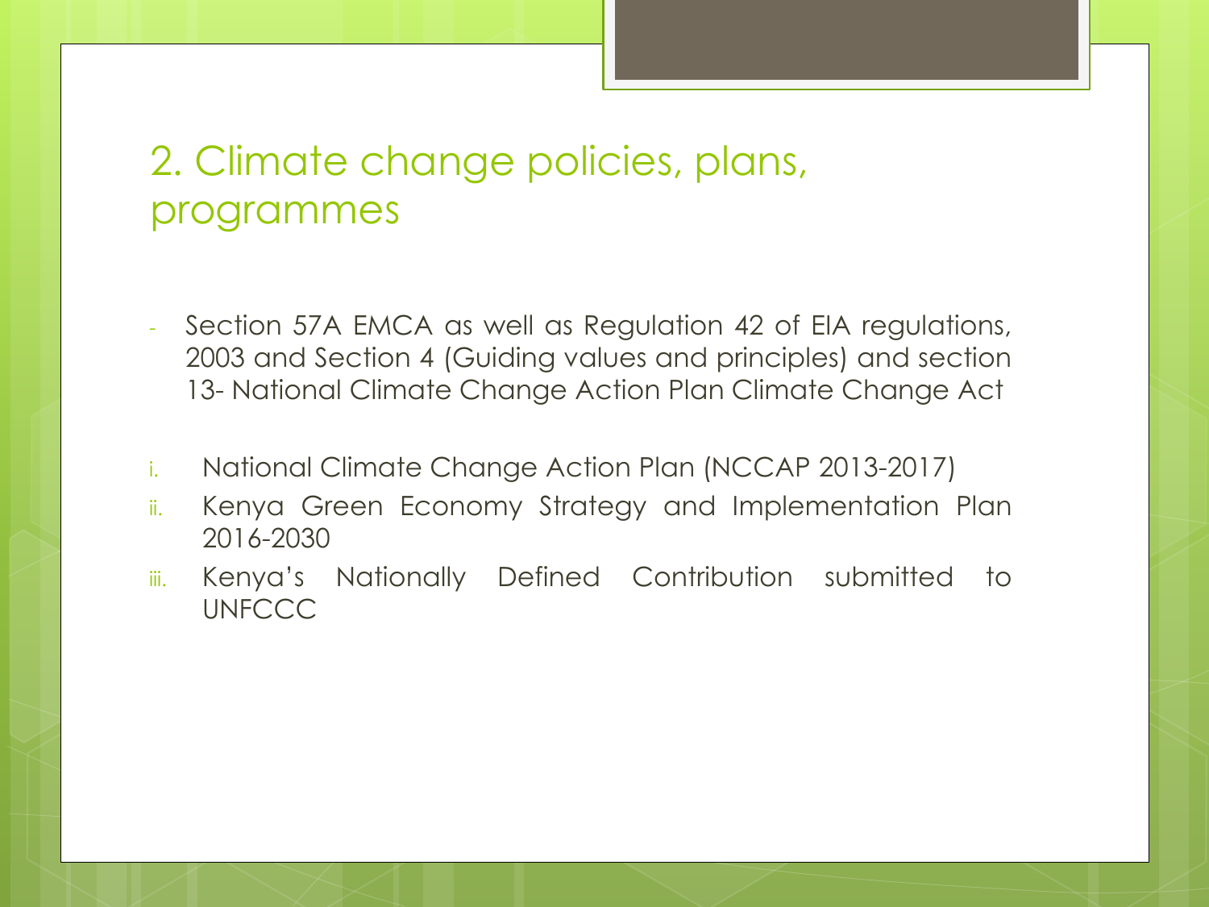## 2. Climate change policies, plans, programmes

- Section 57A EMCA as well as Regulation 42 of EIA regulations, 2003 and Section 4 (Guiding values and principles) and section 13- National Climate Change Action Plan Climate Change Act

i. National Climate Change Action Plan (NCCAP 2013-2017)
ii. Kenya Green Economy Strategy and Implementation Plan 2016-2030
iii. Kenya's Nationally Defined Contribution submitted to UNFCCC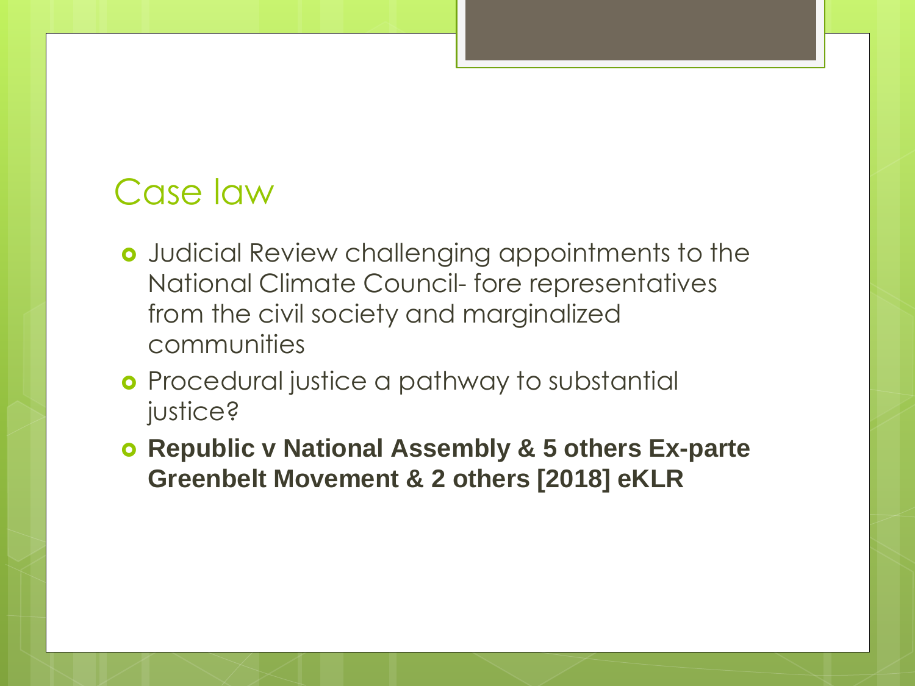# Case law

- Judicial Review challenging appointments to the National Climate Council- fore representatives from the civil society and marginalized communities
- Procedural justice a pathway to substantial justice?
- **Republic v National Assembly & 5 others Ex-parte Greenbelt Movement & 2 others [2018] eKLR**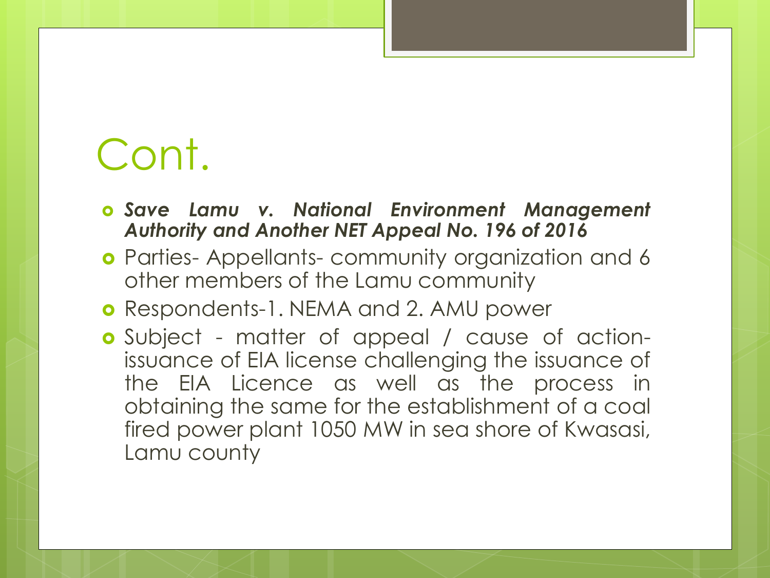# Cont.

- ***Save Lamu v. National Environment Management Authority and Another NET Appeal No. 196 of 2016***
- Parties- Appellants- community organization and 6 other members of the Lamu community
- Respondents-1. NEMA and 2. AMU power
- Subject - matter of appeal / cause of action- issuance of EIA license challenging the issuance of the EIA Licence as well as the process in obtaining the same for the establishment of a coal fired power plant 1050 MW in sea shore of Kwasasi, Lamu county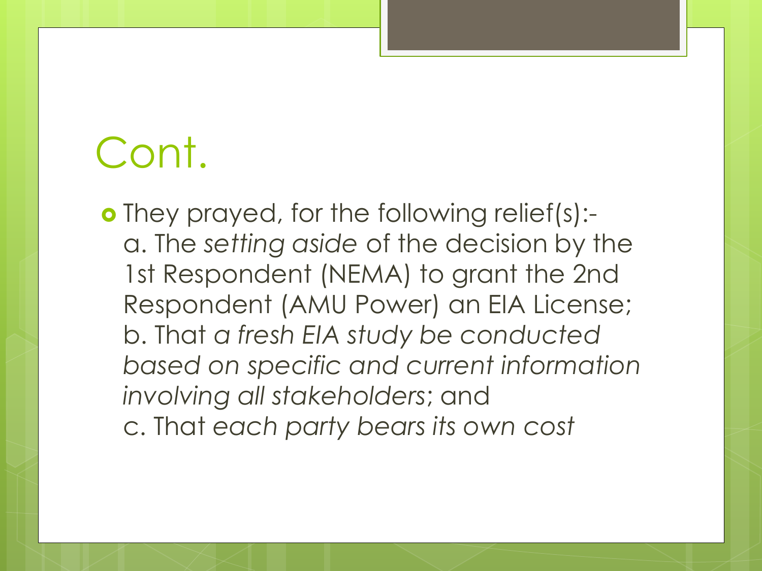# Cont.

- They prayed, for the following relief(s):-
  a. The *setting aside* of the decision by the 1st Respondent (NEMA) to grant the 2nd Respondent (AMU Power) an EIA License;
  b. That *a fresh EIA study be conducted based on specific and current information involving all stakeholders*; and
  c. That *each party bears its own cost*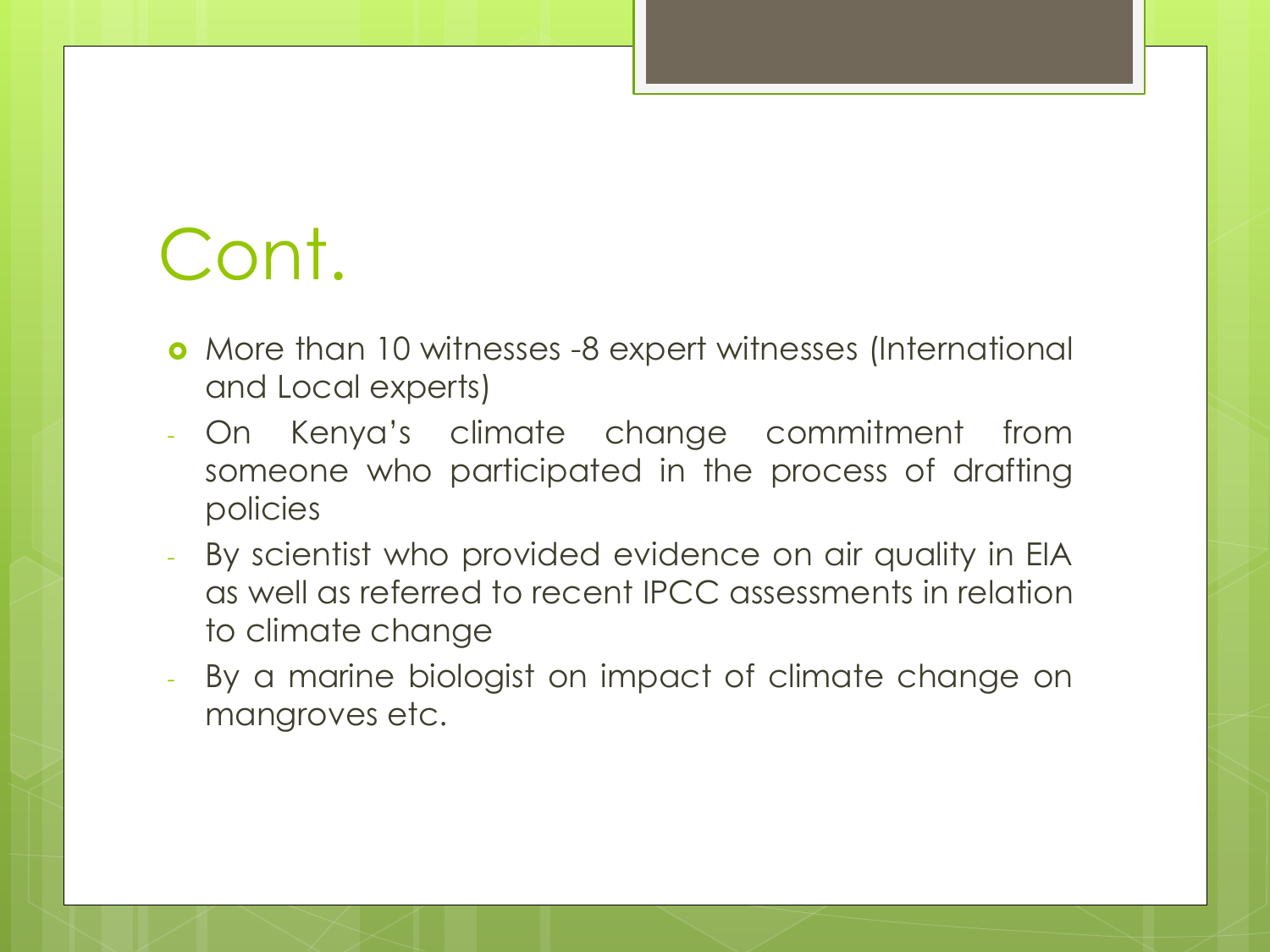# Cont.

- More than 10 witnesses -8 expert witnesses (International and Local experts)
  - On Kenya's climate change commitment from someone who participated in the process of drafting policies
  - By scientist who provided evidence on air quality in EIA as well as referred to recent IPCC assessments in relation to climate change
  - By a marine biologist on impact of climate change on mangroves etc.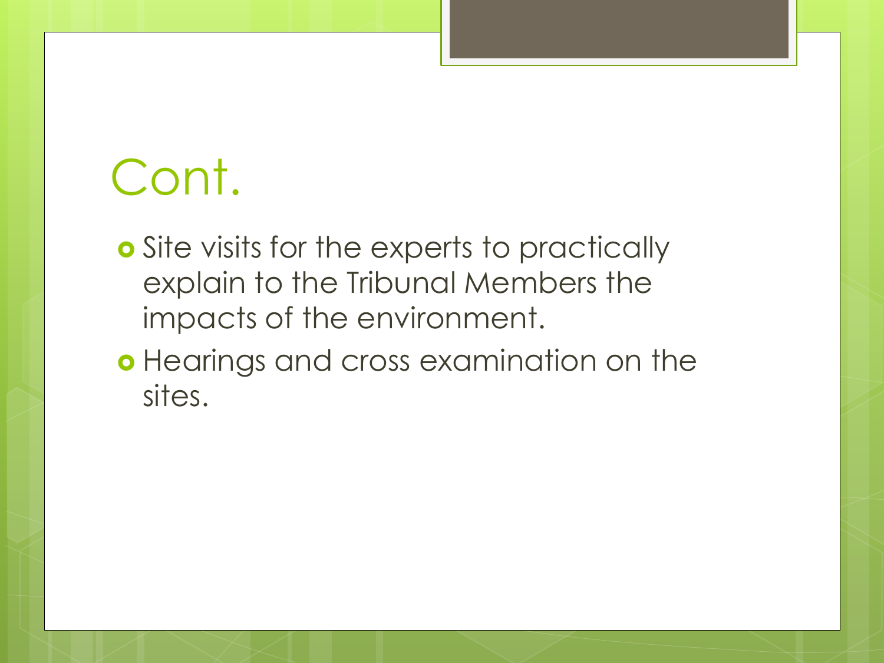# Cont.

- Site visits for the experts to practically explain to the Tribunal Members the impacts of the environment.
- Hearings and cross examination on the sites.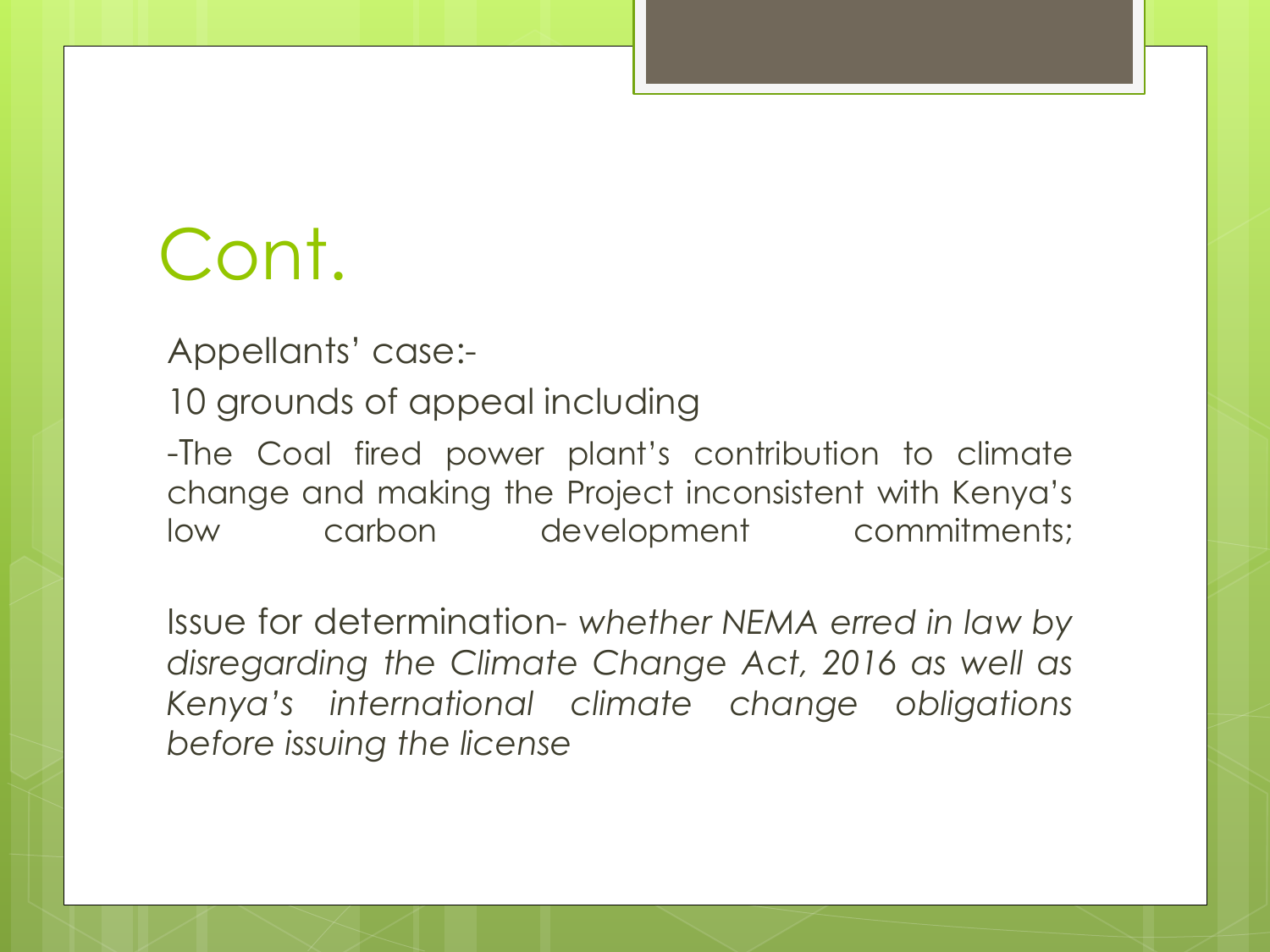# Cont.

Appellants' case:-

10 grounds of appeal including

-The Coal fired power plant's contribution to climate change and making the Project inconsistent with Kenya's low carbon development commitments;

Issue for determination- *whether NEMA erred in law by disregarding the Climate Change Act, 2016 as well as Kenya's international climate change obligations before issuing the license*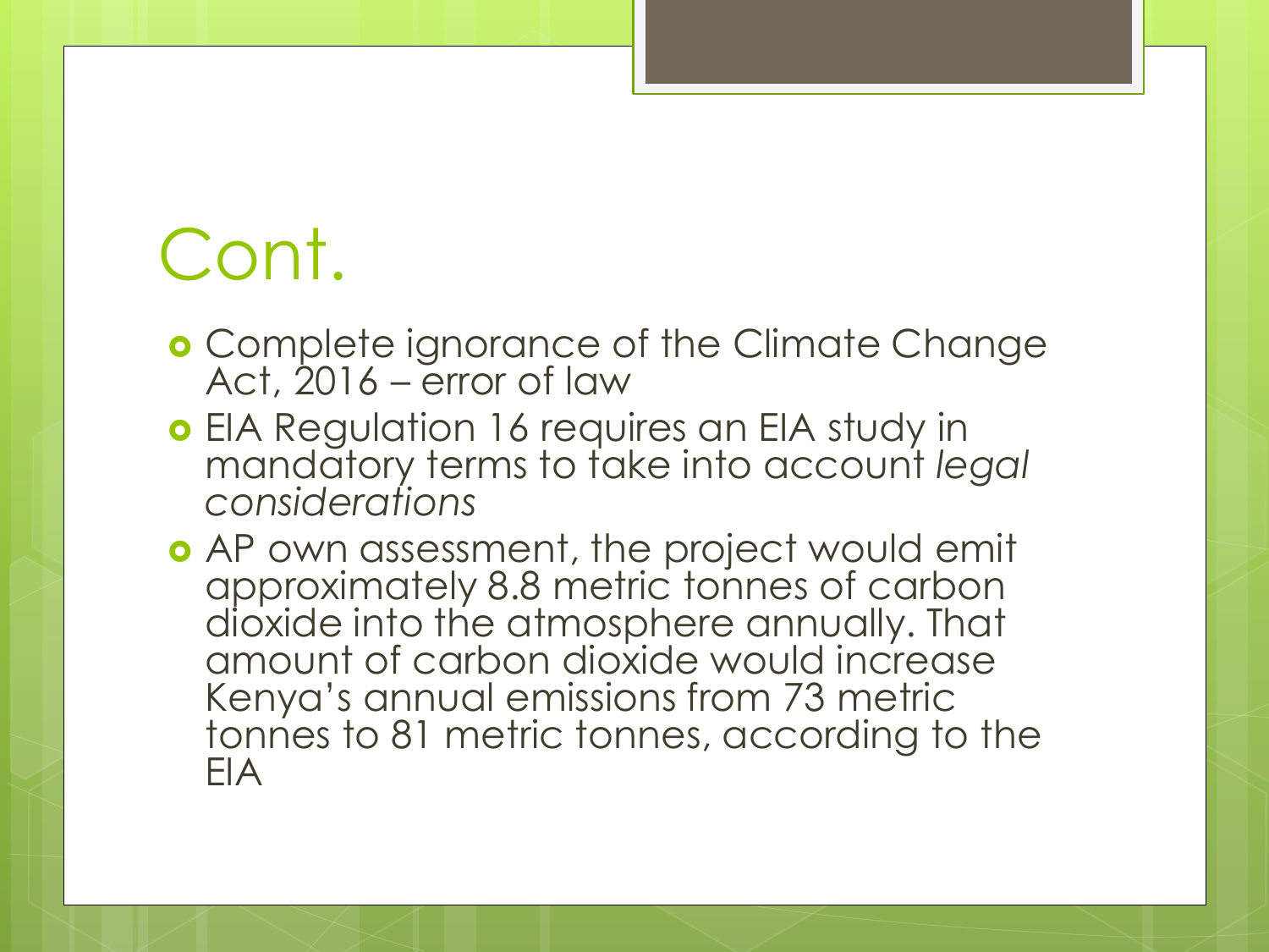# Cont.

- Complete ignorance of the Climate Change Act, 2016 – error of law
- EIA Regulation 16 requires an EIA study in mandatory terms to take into account *legal considerations*
- AP own assessment, the project would emit approximately 8.8 metric tonnes of carbon dioxide into the atmosphere annually. That amount of carbon dioxide would increase Kenya's annual emissions from 73 metric tonnes to 81 metric tonnes, according to the EIA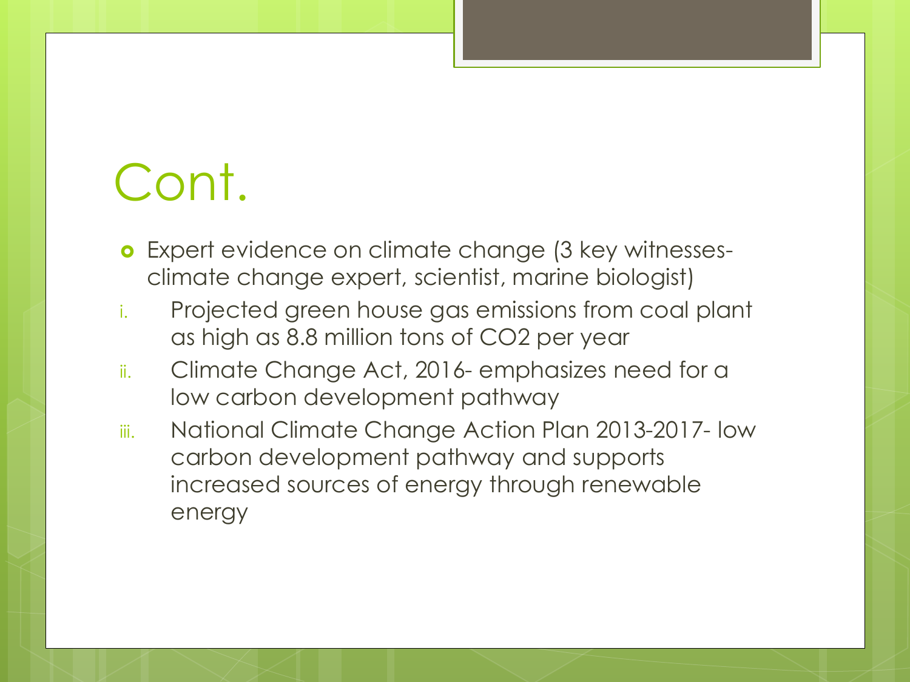# Cont.

- Expert evidence on climate change (3 key witnesses- climate change expert, scientist, marine biologist)

i. Projected green house gas emissions from coal plant as high as 8.8 million tons of $CO_2$ per year

ii. Climate Change Act, 2016- emphasizes need for a low carbon development pathway

iii. National Climate Change Action Plan 2013-2017- low carbon development pathway and supports increased sources of energy through renewable energy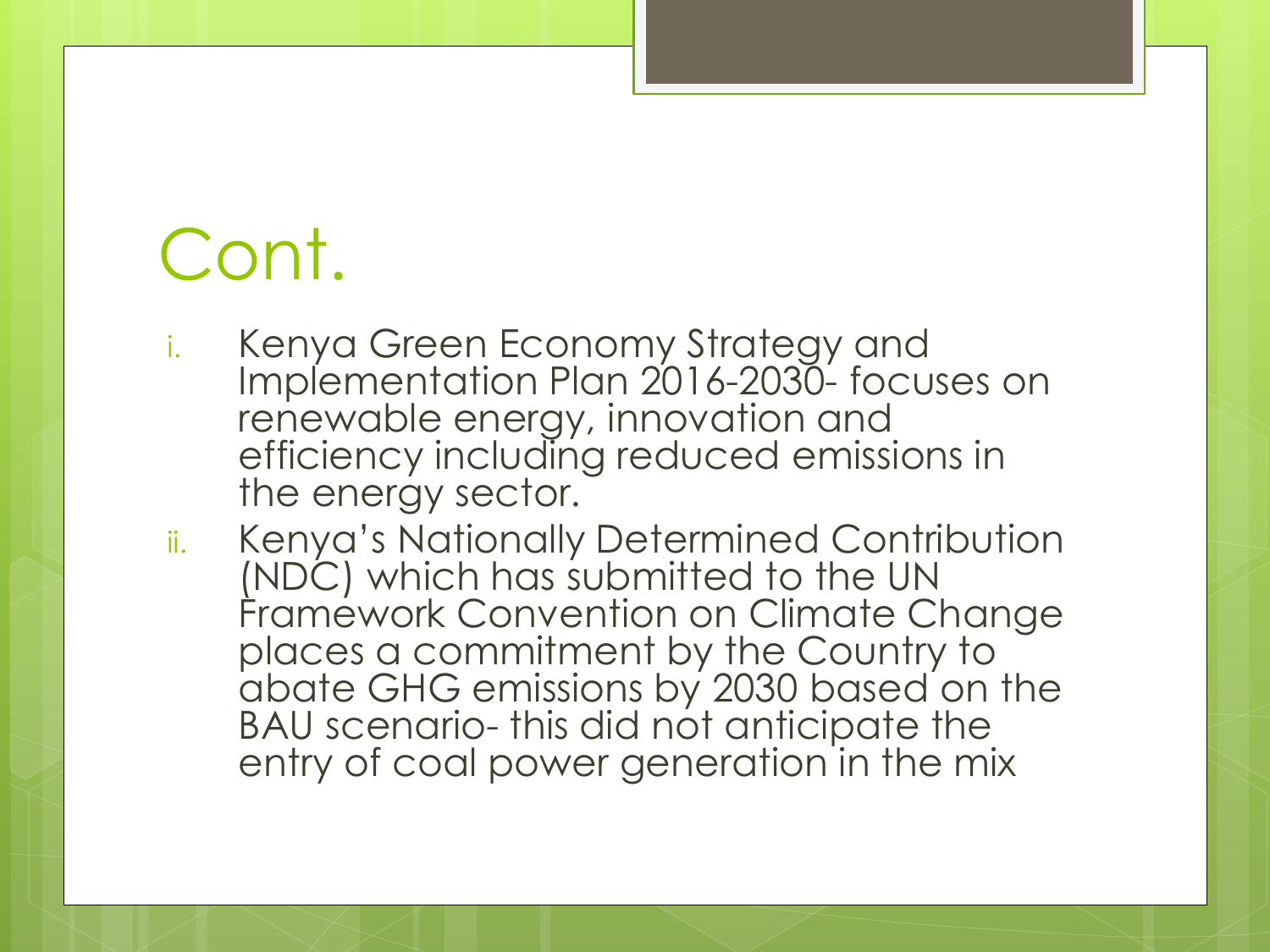# Cont.

i. Kenya Green Economy Strategy and Implementation Plan 2016-2030- focuses on renewable energy, innovation and efficiency including reduced emissions in the energy sector.
ii. Kenya's Nationally Determined Contribution (NDC) which has submitted to the UN Framework Convention on Climate Change places a commitment by the Country to abate GHG emissions by 2030 based on the BAU scenario- this did not anticipate the entry of coal power generation in the mix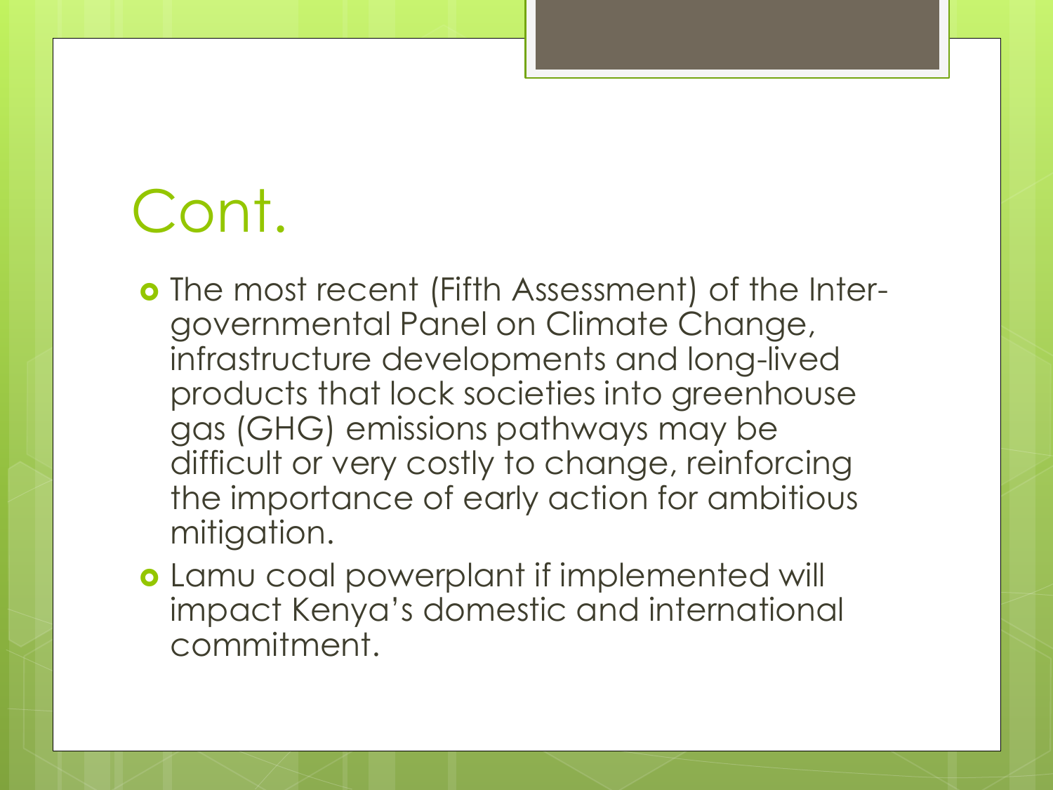# Cont.

- The most recent (Fifth Assessment) of the Inter-governmental Panel on Climate Change, infrastructure developments and long-lived products that lock societies into greenhouse gas (GHG) emissions pathways may be difficult or very costly to change, reinforcing the importance of early action for ambitious mitigation.
- Lamu coal powerplant if implemented will impact Kenya's domestic and international commitment.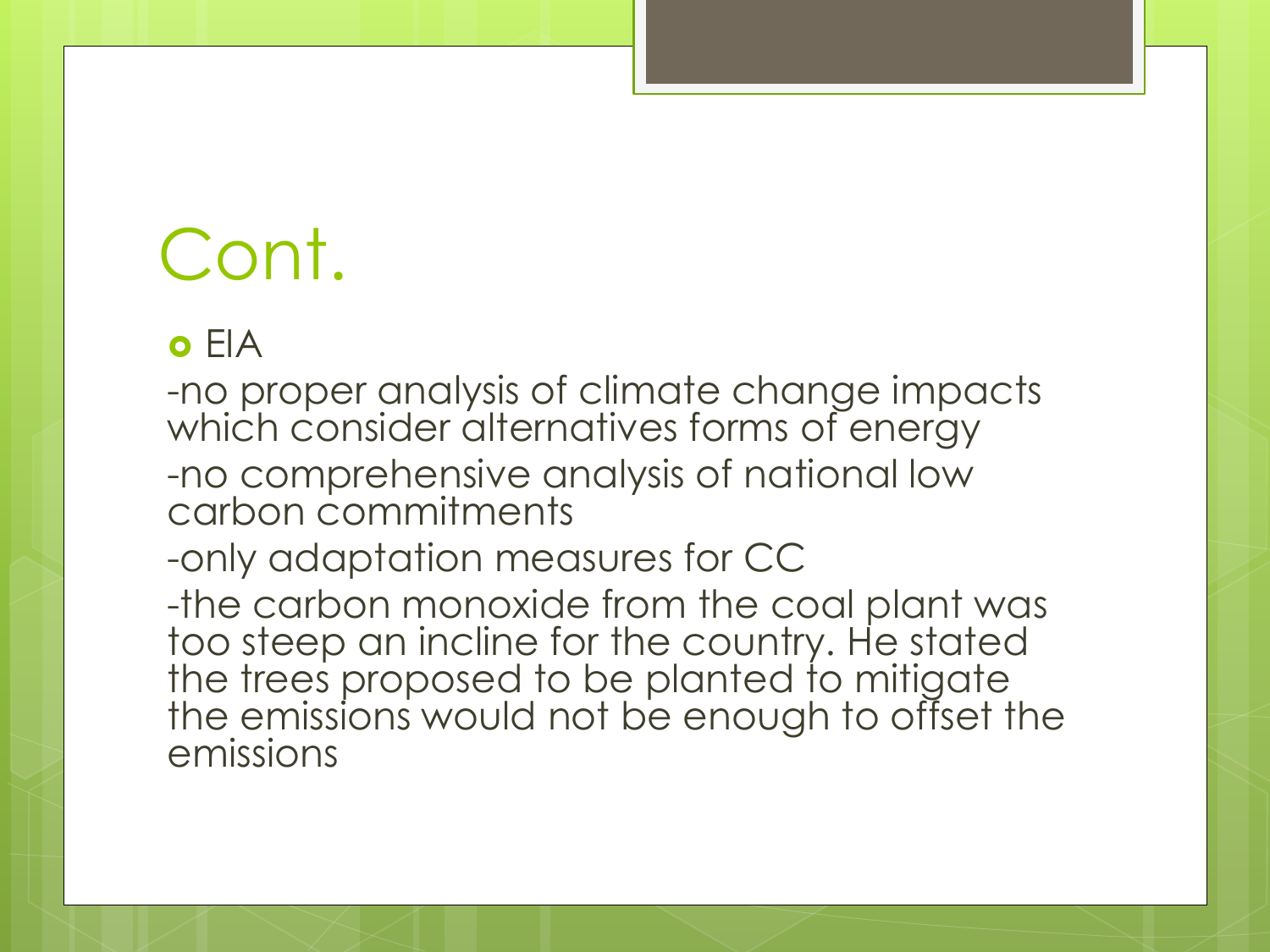# Cont.

- EIA

-no proper analysis of climate change impacts which consider alternatives forms of energy

-no comprehensive analysis of national low carbon commitments

-only adaptation measures for CC

-the carbon monoxide from the coal plant was too steep an incline for the country. He stated the trees proposed to be planted to mitigate the emissions would not be enough to offset the emissions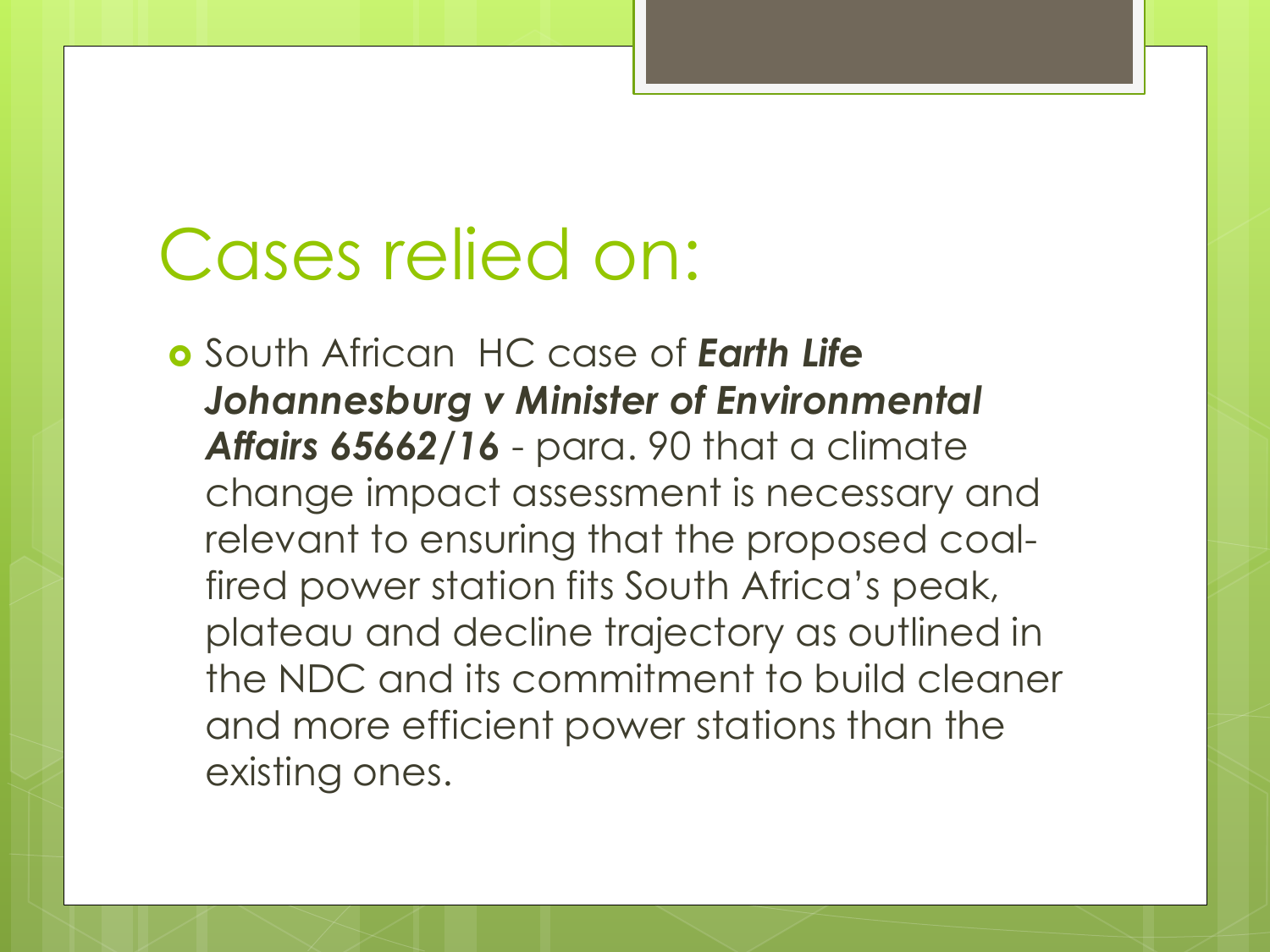# Cases relied on:

- South African HC case of ***Earth Life Johannesburg v Minister of Environmental Affairs 65662/16*** - para. 90 that a climate change impact assessment is necessary and relevant to ensuring that the proposed coal-fired power station fits South Africa's peak, plateau and decline trajectory as outlined in the NDC and its commitment to build cleaner and more efficient power stations than the existing ones.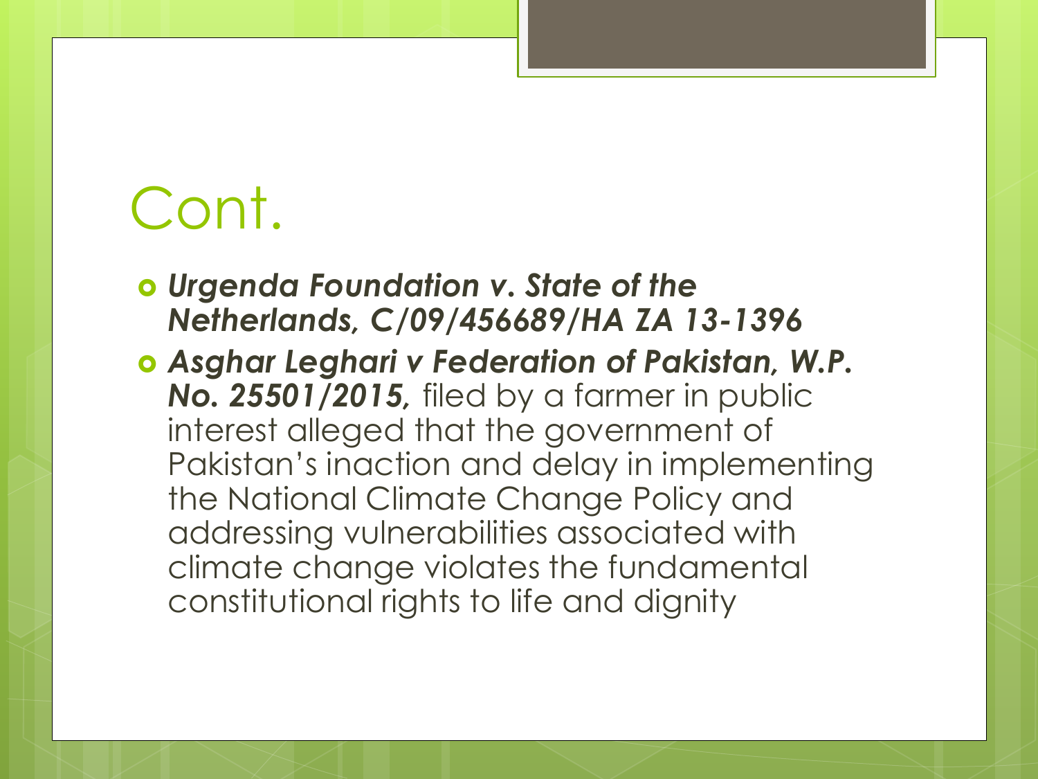# Cont.

- ***Urgenda Foundation v. State of the Netherlands, C/09/456689/HA ZA 13-1396***
- ***Asghar Leghari v Federation of Pakistan, W.P. No. 25501/2015,*** filed by a farmer in public interest alleged that the government of Pakistan's inaction and delay in implementing the National Climate Change Policy and addressing vulnerabilities associated with climate change violates the fundamental constitutional rights to life and dignity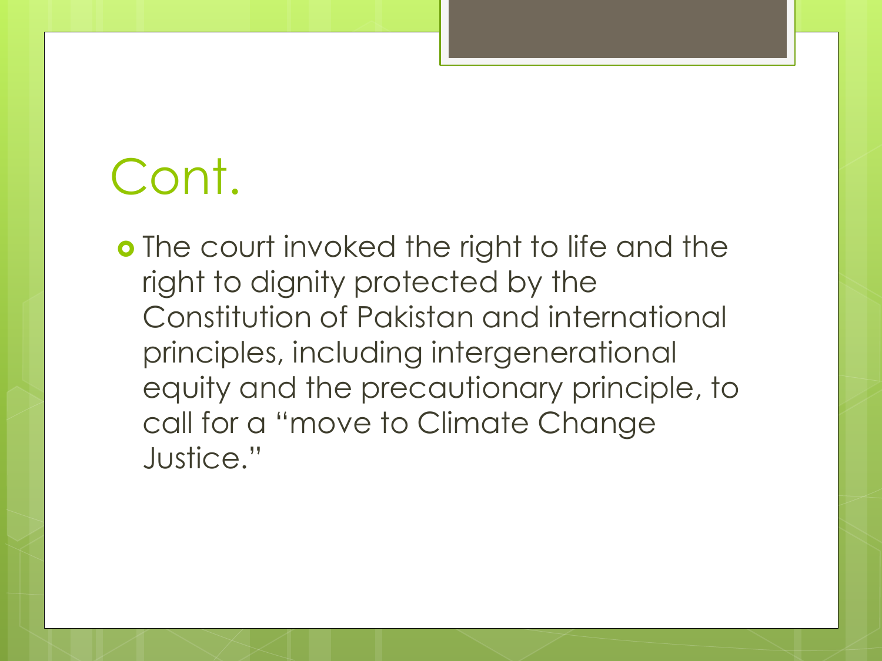# Cont.

- The court invoked the right to life and the right to dignity protected by the Constitution of Pakistan and international principles, including intergenerational equity and the precautionary principle, to call for a "move to Climate Change Justice."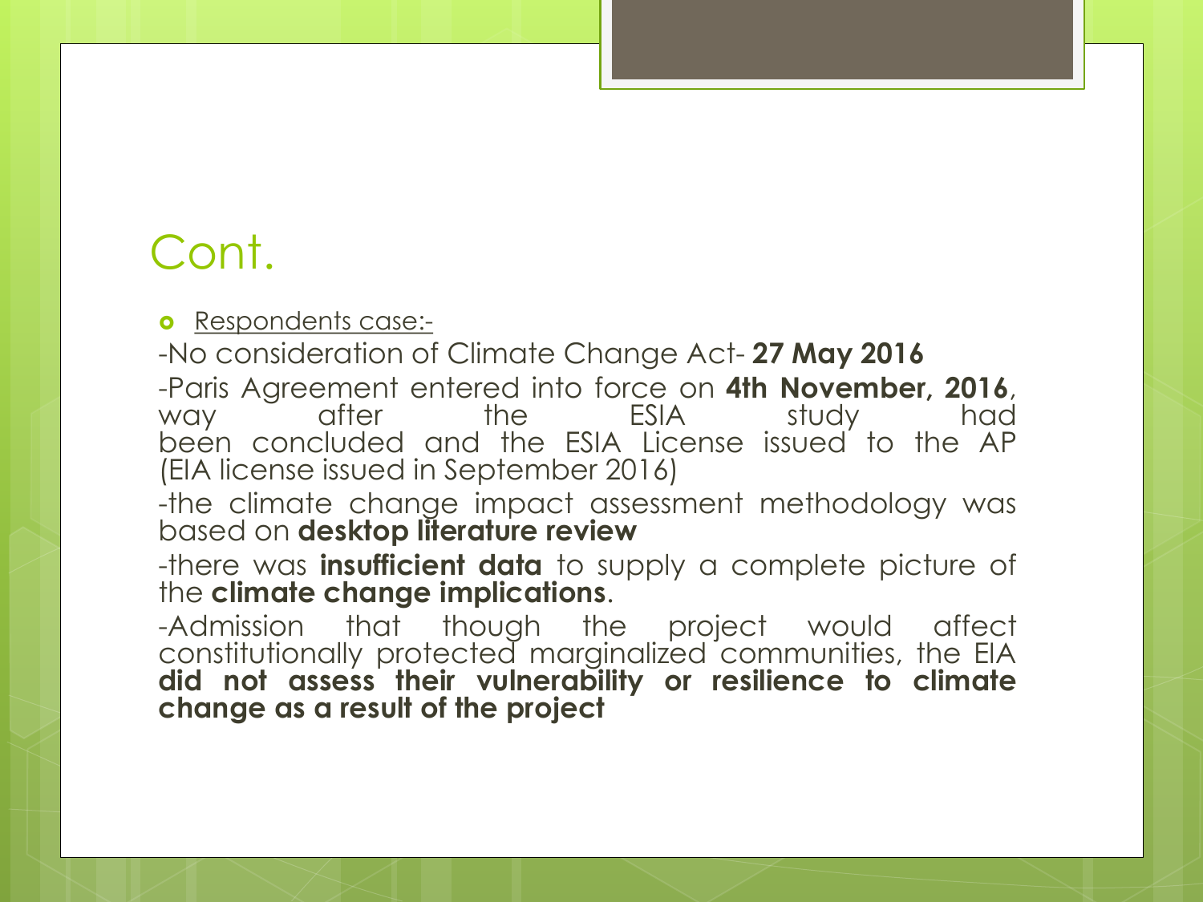# Cont.

- Respondents case:-

-No consideration of Climate Change Act- **27 May 2016**

-Paris Agreement entered into force on **4th November, 2016**, way after the ESIA study had been concluded and the ESIA License issued to the AP (EIA license issued in September 2016)

-the climate change impact assessment methodology was based on **desktop literature review**

-there was **insufficient data** to supply a complete picture of the **climate change implications**.

-Admission that though the project would affect constitutionally protected marginalized communities, the EIA **did not assess their vulnerability or resilience to climate change as a result of the project**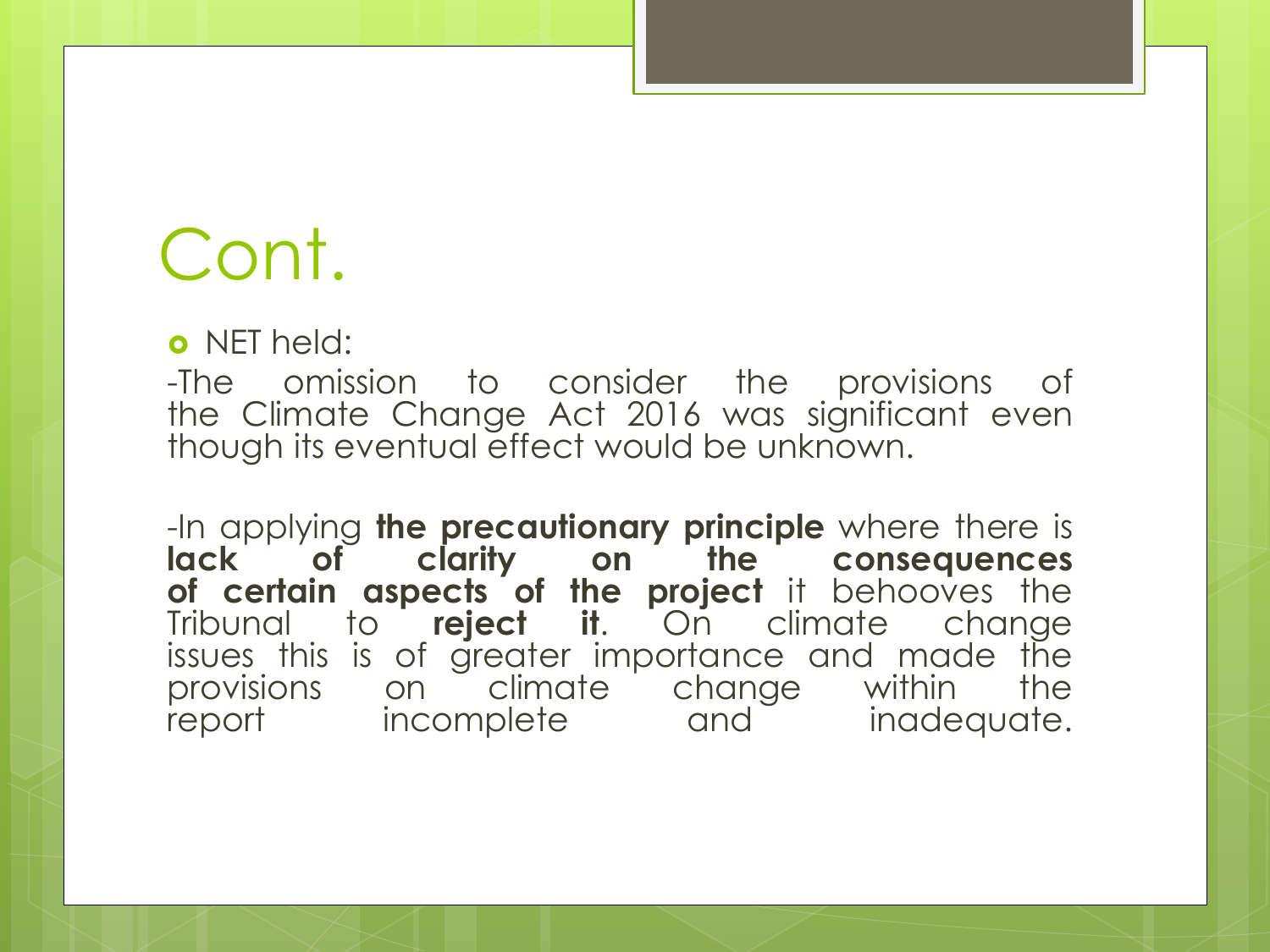# Cont.

- NET held:

-The omission to consider the provisions of the Climate Change Act 2016 was significant even though its eventual effect would be unknown.

-In applying **the precautionary principle** where there is **lack of clarity on the consequences of certain aspects of the project** it behooves the Tribunal to **reject it**. On climate change issues this is of greater importance and made the provisions on climate change within the report incomplete and inadequate.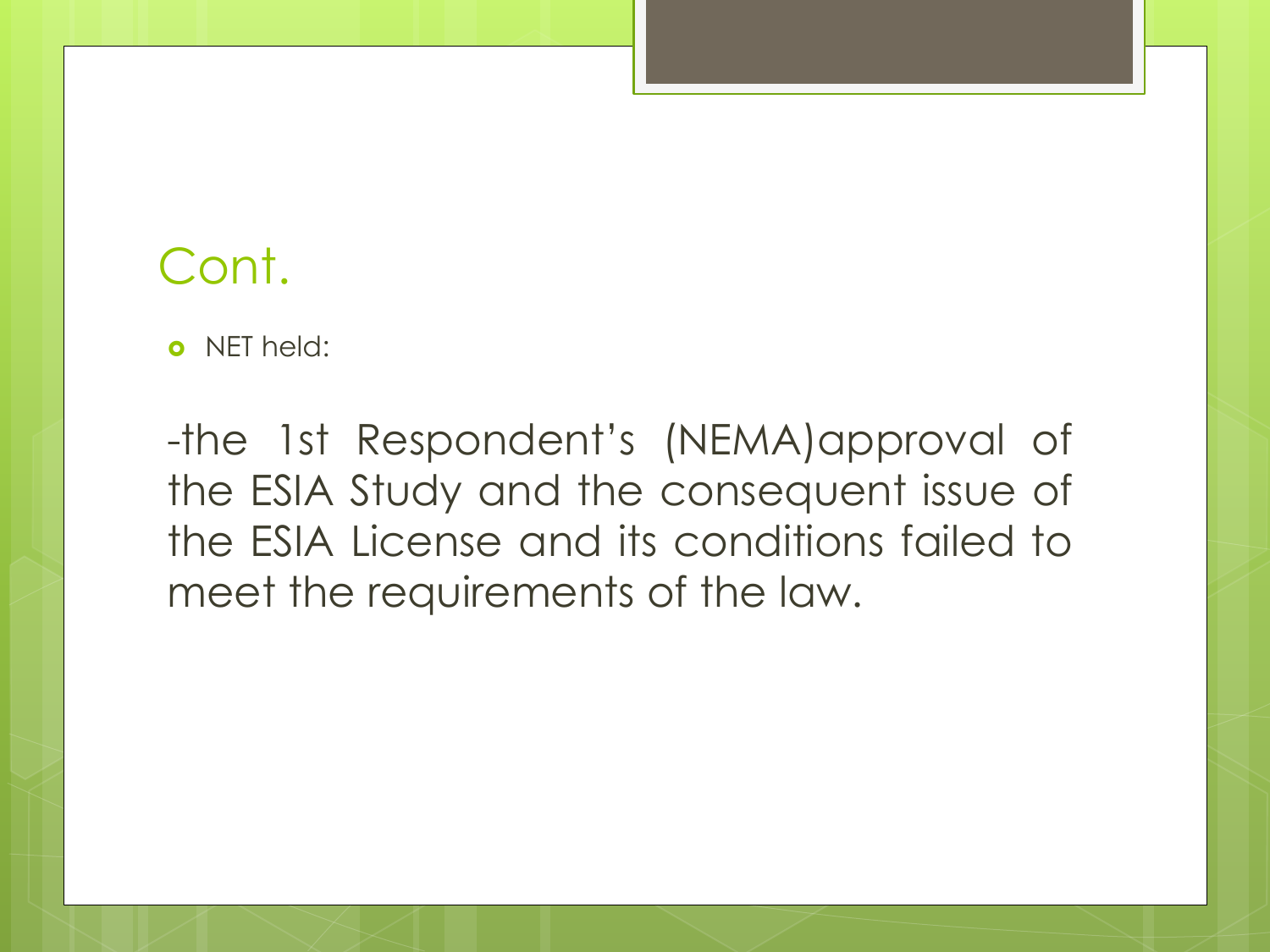# Cont.

- NET held:

-the 1st Respondent's (NEMA)approval of the ESIA Study and the consequent issue of the ESIA License and its conditions failed to meet the requirements of the law.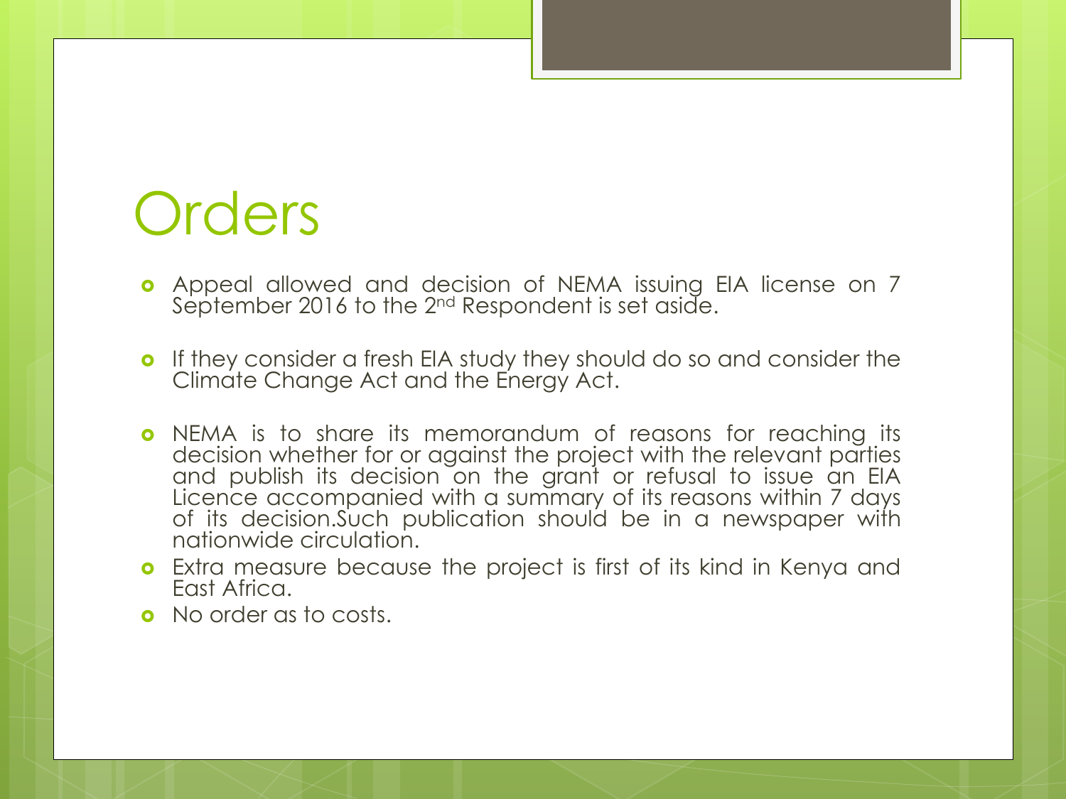# Orders

- Appeal allowed and decision of NEMA issuing EIA license on 7 September 2016 to the 2nd Respondent is set aside.

- If they consider a fresh EIA study they should do so and consider the Climate Change Act and the Energy Act.

- NEMA is to share its memorandum of reasons for reaching its decision whether for or against the project with the relevant parties and publish its decision on the grant or refusal to issue an EIA Licence accompanied with a summary of its reasons within 7 days of its decision.Such publication should be in a newspaper with nationwide circulation.
- Extra measure because the project is first of its kind in Kenya and East Africa.
- No order as to costs.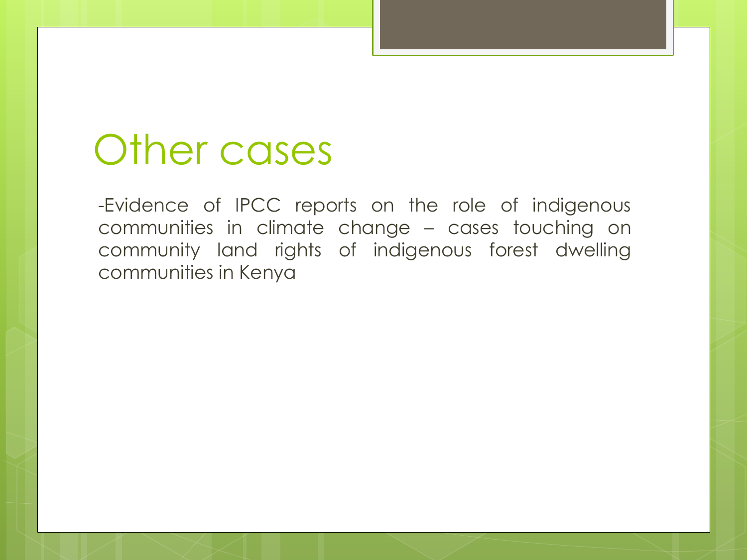# Other cases

-Evidence of IPCC reports on the role of indigenous communities in climate change – cases touching on community land rights of indigenous forest dwelling communities in Kenya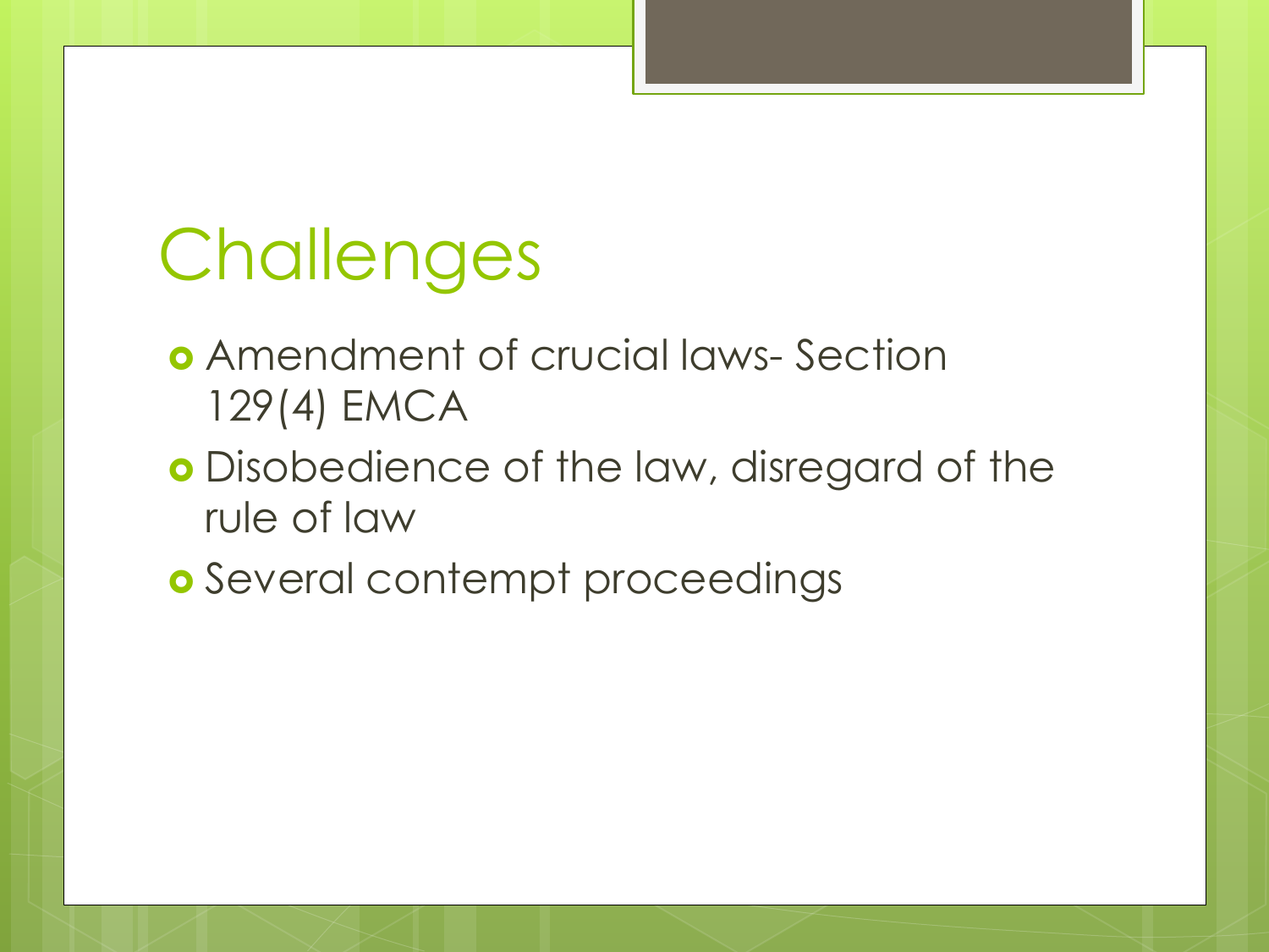# Challenges

- Amendment of crucial laws- Section 129(4) EMCA
- Disobedience of the law, disregard of the rule of law
- Several contempt proceedings